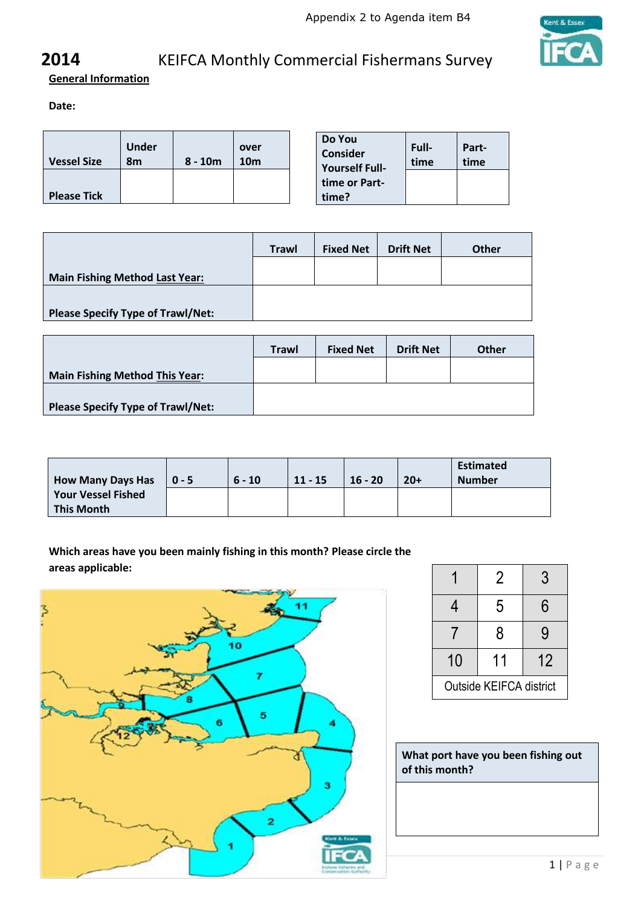Appendix 2 to Agenda item B4

# 2014 KEIFCA Monthly Commercial Fishermans Survey

**General Information**

**Date:**

| **Vessel Size** | **Under 8m** | **8 - 10m** | **over 10m** |
|---|---|---|---|
| **Please Tick** | | | |

| **Do You Consider Yourself Full-time or Part-time?** | **Full-time** | **Part-time** |
|---|---|---|
| | | |

| | **Trawl** | **Fixed Net** | **Drift Net** | **Other** |
|---|---|---|---|---|
| **Main Fishing Method Last Year:** | | | | |
| **Please Specify Type of Trawl/Net:** | | | | |

| | **Trawl** | **Fixed Net** | **Drift Net** | **Other** |
|---|---|---|---|---|
| **Main Fishing Method This Year:** | | | | |
| **Please Specify Type of Trawl/Net:** | | | | |

| **How Many Days Has Your Vessel Fished This Month** | **0 - 5** | **6 - 10** | **11 - 15** | **16 - 20** | **20+** | **Estimated Number** |
|---|---|---|---|---|---|---|
| | | | | | | |

**Which areas have you been mainly fishing in this month? Please circle the areas applicable:**

| 1 | 2 | 3 |
|---|---|---|
| 4 | 5 | 6 |
| 7 | 8 | 9 |
| 10 | 11 | 12 |
| Outside KEIFCA district | | |

| **What port have you been fishing out of this month?** |
|---|
| |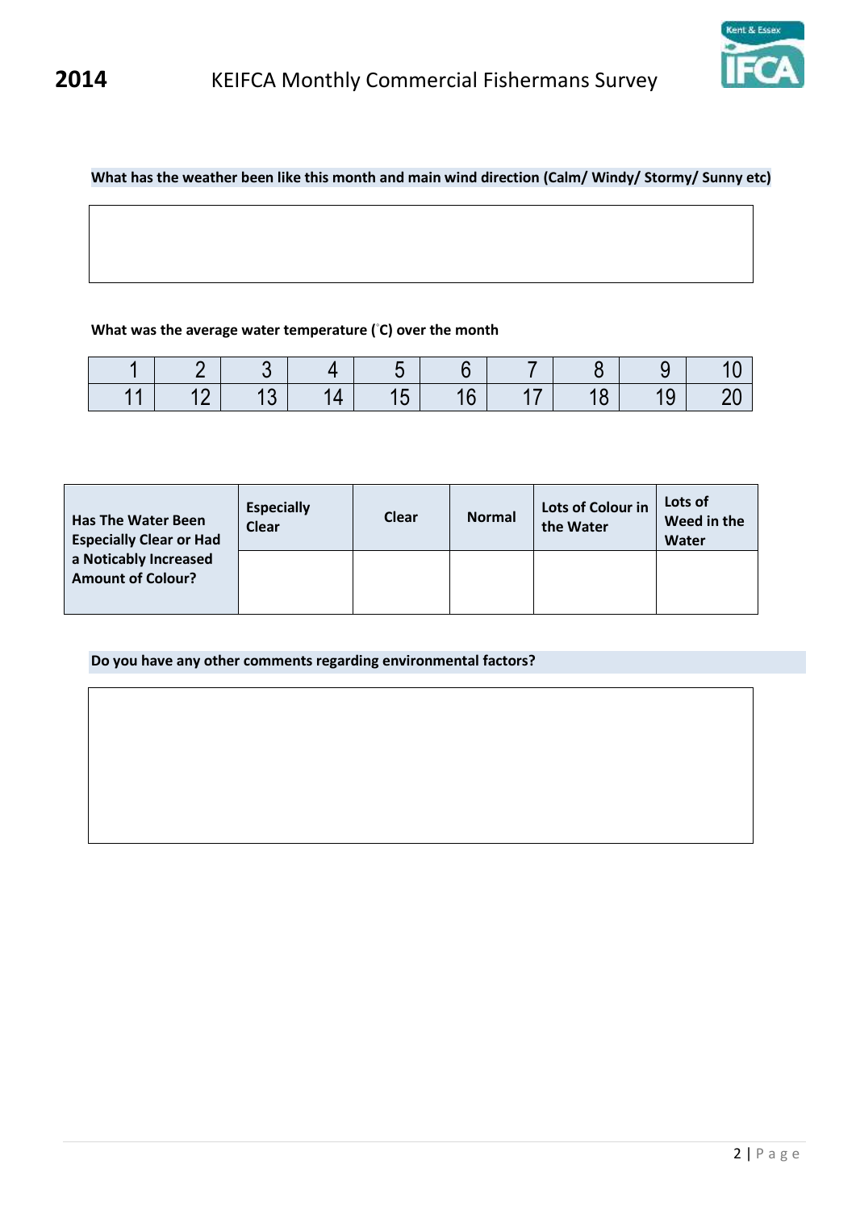**2014** KEIFCA Monthly Commercial Fishermans Survey

**What has the weather been like this month and main wind direction (Calm/ Windy/ Stormy/ Sunny etc)**

| |
|---|
| |

**What was the average water temperature (˚C) over the month**

| 1 | 2 | 3 | 4 | 5 | 6 | 7 | 8 | 9 | 10 |
|---|---|---|---|---|---|---|---|---|---|
| 11 | 12 | 13 | 14 | 15 | 16 | 17 | 18 | 19 | 20 |

| **Has The Water Been Especially Clear or Had a Noticably Increased Amount of Colour?** | **Especially Clear** | **Clear** | **Normal** | **Lots of Colour in the Water** | **Lots of Weed in the Water** |
|---|---|---|---|---|---|
| | | | | | |

**Do you have any other comments regarding environmental factors?**

| |
|---|
| |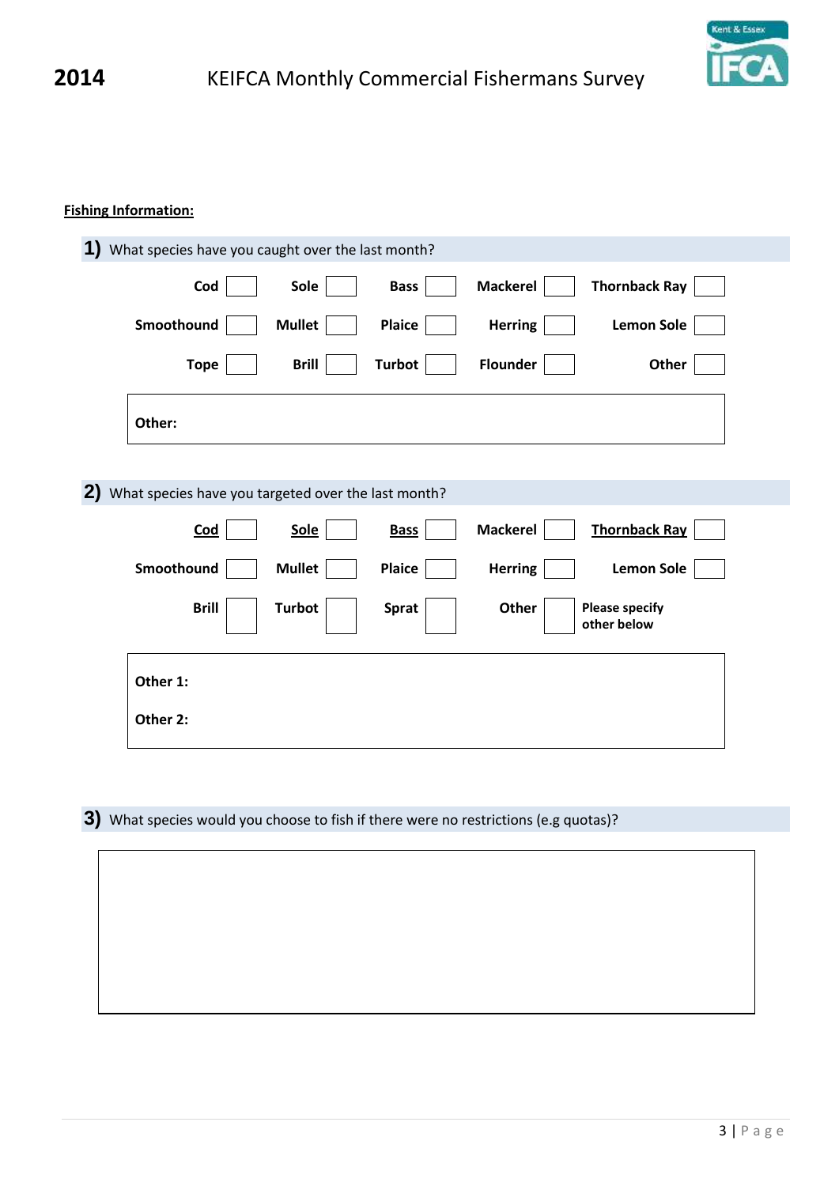**2014** KEIFCA Monthly Commercial Fishermans Survey

**Fishing Information:**

**1)** What species have you caught over the last month?

| | | | | |
|---|---|---|---|---|
| **Cod** ☐ | **Sole** ☐ | **Bass** ☐ | **Mackerel** ☐ | **Thornback Ray** ☐ |
| **Smoothound** ☐ | **Mullet** ☐ | **Plaice** ☐ | **Herring** ☐ | **Lemon Sole** ☐ |
| **Tope** ☐ | **Brill** ☐ | **Turbot** ☐ | **Flounder** ☐ | **Other** ☐ |

**Other:**

**2)** What species have you targeted over the last month?

| | | | | |
|---|---|---|---|---|
| **<u>Cod</u>** ☐ | **<u>Sole</u>** ☐ | **<u>Bass</u>** ☐ | **Mackerel** ☐ | **<u>Thornback Ray</u>** ☐ |
| **Smoothound** ☐ | **Mullet** ☐ | **Plaice** ☐ | **Herring** ☐ | **Lemon Sole** ☐ |
| **Brill** ☐ | **Turbot** ☐ | **Sprat** ☐ | **Other** ☐ | **Please specify other below** |

**Other 1:**

**Other 2:**

**3)** What species would you choose to fish if there were no restrictions (e.g quotas)?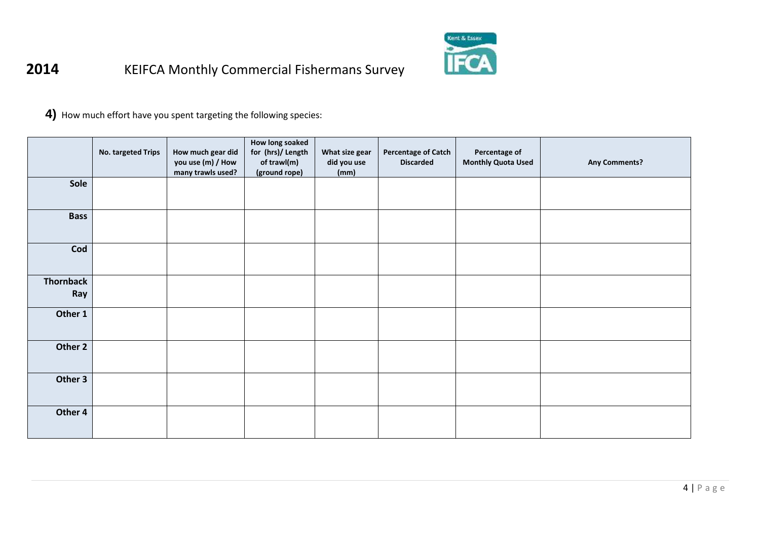**2014** KEIFCA Monthly Commercial Fishermans Survey

**4)** How much effort have you spent targeting the following species:

| | No. targeted Trips | How much gear did you use (m) / How many trawls used? | How long soaked for (hrs)/ Length of trawl(m) (ground rope) | What size gear did you use (mm) | Percentage of Catch Discarded | Percentage of Monthly Quota Used | Any Comments? |
|---|---|---|---|---|---|---|---|
| **Sole** | | | | | | | |
| **Bass** | | | | | | | |
| **Cod** | | | | | | | |
| **Thornback Ray** | | | | | | | |
| **Other 1** | | | | | | | |
| **Other 2** | | | | | | | |
| **Other 3** | | | | | | | |
| **Other 4** | | | | | | | |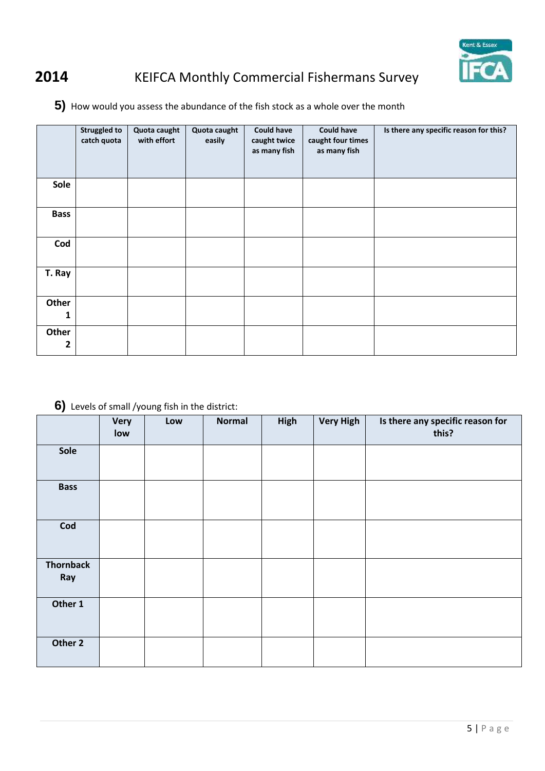**2014** KEIFCA Monthly Commercial Fishermans Survey

**5)** How would you assess the abundance of the fish stock as a whole over the month

| | Struggled to catch quota | Quota caught with effort | Quota caught easily | Could have caught twice as many fish | Could have caught four times as many fish | Is there any specific reason for this? |
|---|---|---|---|---|---|---|
| **Sole** | | | | | | |
| **Bass** | | | | | | |
| **Cod** | | | | | | |
| **T. Ray** | | | | | | |
| **Other 1** | | | | | | |
| **Other 2** | | | | | | |

**6)** Levels of small /young fish in the district:

| | Very low | Low | Normal | High | Very High | Is there any specific reason for this? |
|---|---|---|---|---|---|---|
| **Sole** | | | | | | |
| **Bass** | | | | | | |
| **Cod** | | | | | | |
| **Thornback Ray** | | | | | | |
| **Other 1** | | | | | | |
| **Other 2** | | | | | | |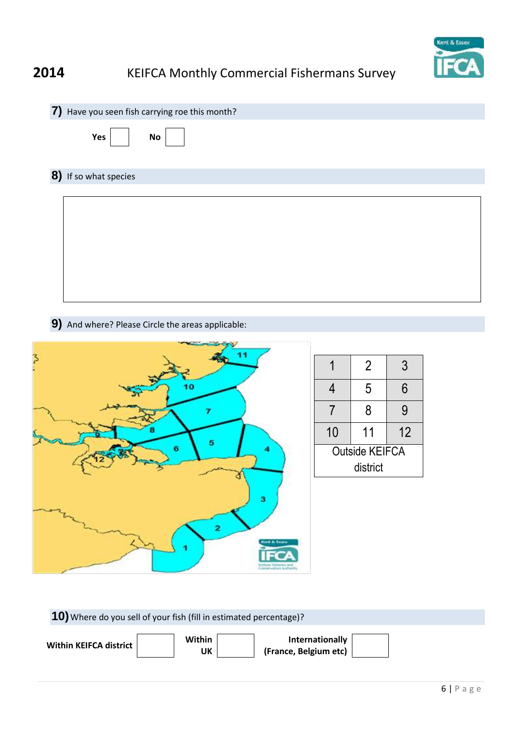**2014** KEIFCA Monthly Commercial Fishermans Survey

**7)** Have you seen fish carrying roe this month?

**Yes** ☐ **No** ☐

**8)** If so what species

**9)** And where? Please Circle the areas applicable:

| 1 | 2 | 3 |
|---|---|---|
| 4 | 5 | 6 |
| 7 | 8 | 9 |
| 10 | 11 | 12 |
| Outside KEIFCA district | | |

**10)** Where do you sell of your fish (fill in estimated percentage)?

**Within KEIFCA district** ☐ **Within UK** ☐ **Internationally (France, Belgium etc)** ☐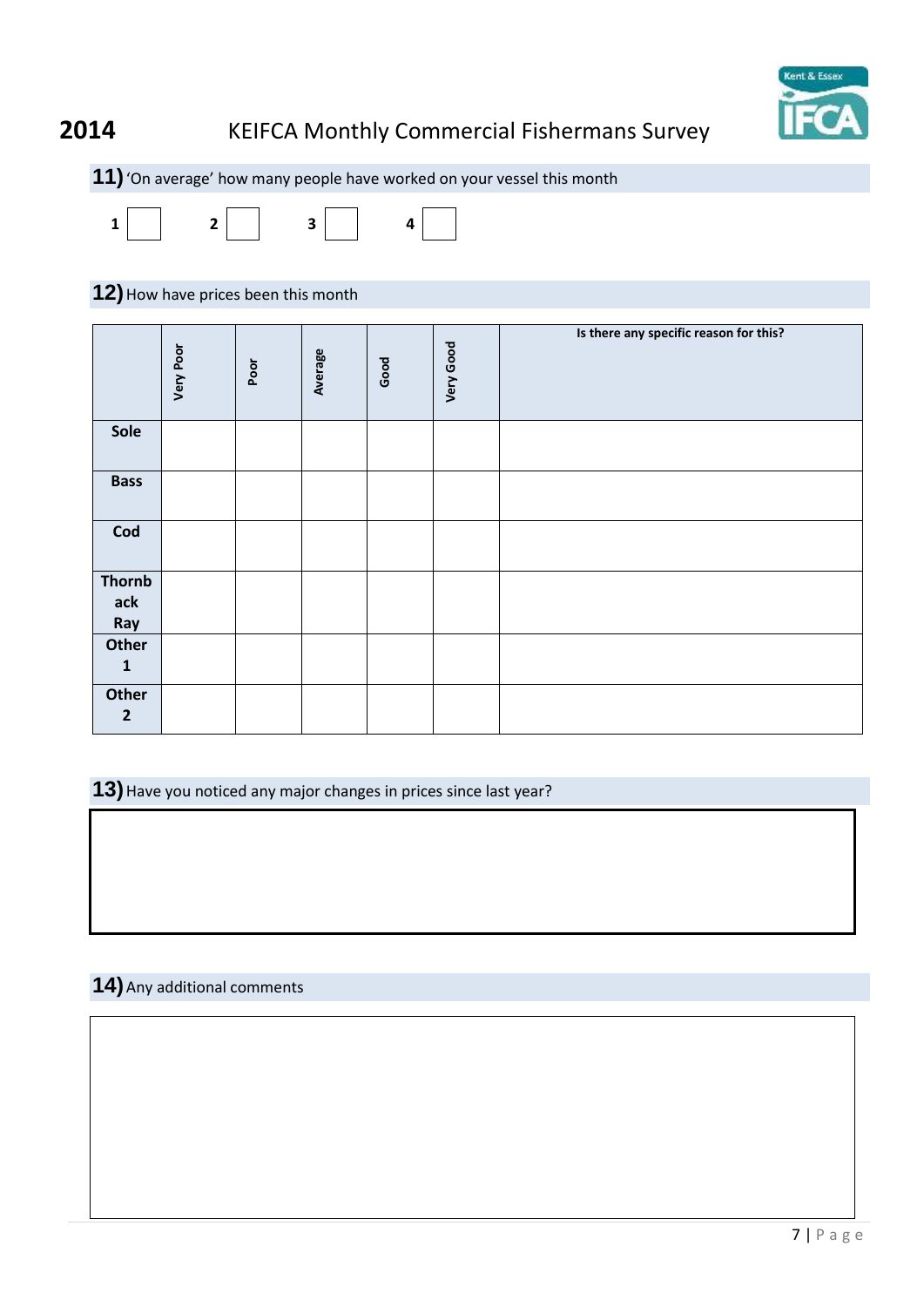# 2014 KEIFCA Monthly Commercial Fishermans Survey

**11)** 'On average' how many people have worked on your vessel this month

**1** ☐ **2** ☐ **3** ☐ **4** ☐

**12)** How have prices been this month

| | Very Poor | Poor | Average | Good | Very Good | Is there any specific reason for this? |
|---|---|---|---|---|---|---|
| **Sole** | | | | | | |
| **Bass** | | | | | | |
| **Cod** | | | | | | |
| **Thornback Ray** | | | | | | |
| **Other 1** | | | | | | |
| **Other 2** | | | | | | |

**13)** Have you noticed any major changes in prices since last year?

**14)** Any additional comments